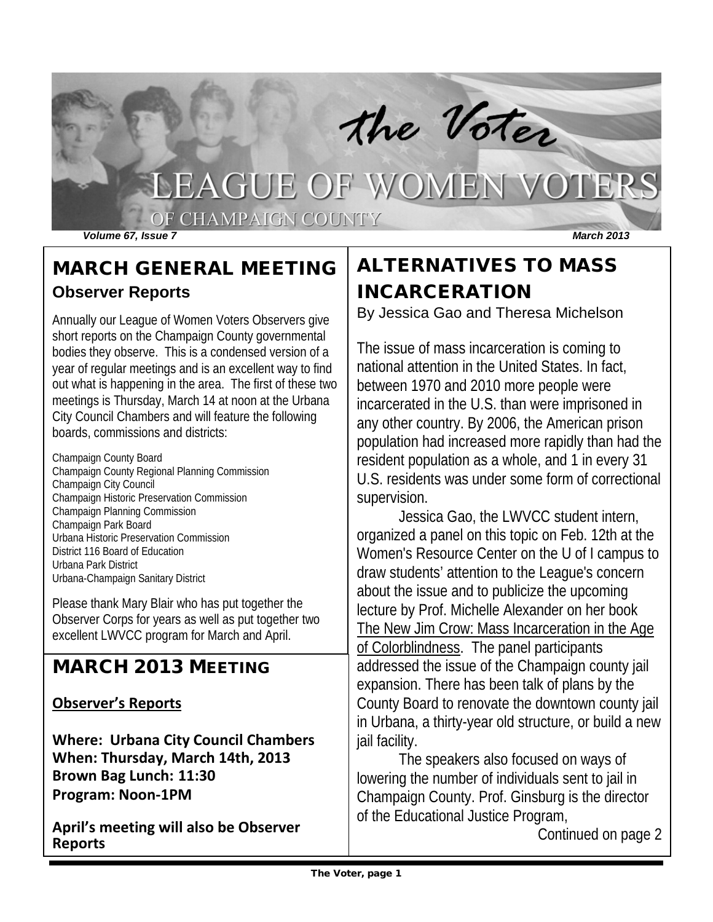# the Voter

## LEAGUE OF WOMEN VOTERS OF CHAMPAIGN COUNTY

***Volume 67, Issue 7*** ***March 2013***

## MARCH GENERAL MEETING

### Observer Reports

Annually our League of Women Voters Observers give short reports on the Champaign County governmental bodies they observe. This is a condensed version of a year of regular meetings and is an excellent way to find out what is happening in the area. The first of these two meetings is Thursday, March 14 at noon at the Urbana City Council Chambers and will feature the following boards, commissions and districts:

Champaign County Board
Champaign County Regional Planning Commission
Champaign City Council
Champaign Historic Preservation Commission
Champaign Planning Commission
Champaign Park Board
Urbana Historic Preservation Commission
District 116 Board of Education
Urbana Park District
Urbana-Champaign Sanitary District

Please thank Mary Blair who has put together the Observer Corps for years as well as put together two excellent LWVCC program for March and April.

## MARCH 2013 MEETING

**Observer's Reports**

**Where: Urbana City Council Chambers**
**When: Thursday, March 14th, 2013**
**Brown Bag Lunch: 11:30**
**Program: Noon-1PM**

**April's meeting will also be Observer Reports**

## ALTERNATIVES TO MASS INCARCERATION

By Jessica Gao and Theresa Michelson

The issue of mass incarceration is coming to national attention in the United States. In fact, between 1970 and 2010 more people were incarcerated in the U.S. than were imprisoned in any other country. By 2006, the American prison population had increased more rapidly than had the resident population as a whole, and 1 in every 31 U.S. residents was under some form of correctional supervision.

Jessica Gao, the LWVCC student intern, organized a panel on this topic on Feb. 12th at the Women's Resource Center on the U of I campus to draw students' attention to the League's concern about the issue and to publicize the upcoming lecture by Prof. Michelle Alexander on her book The New Jim Crow: Mass Incarceration in the Age of Colorblindness. The panel participants addressed the issue of the Champaign county jail expansion. There has been talk of plans by the County Board to renovate the downtown county jail in Urbana, a thirty-year old structure, or build a new jail facility.

The speakers also focused on ways of lowering the number of individuals sent to jail in Champaign County. Prof. Ginsburg is the director of the Educational Justice Program,

Continued on page 2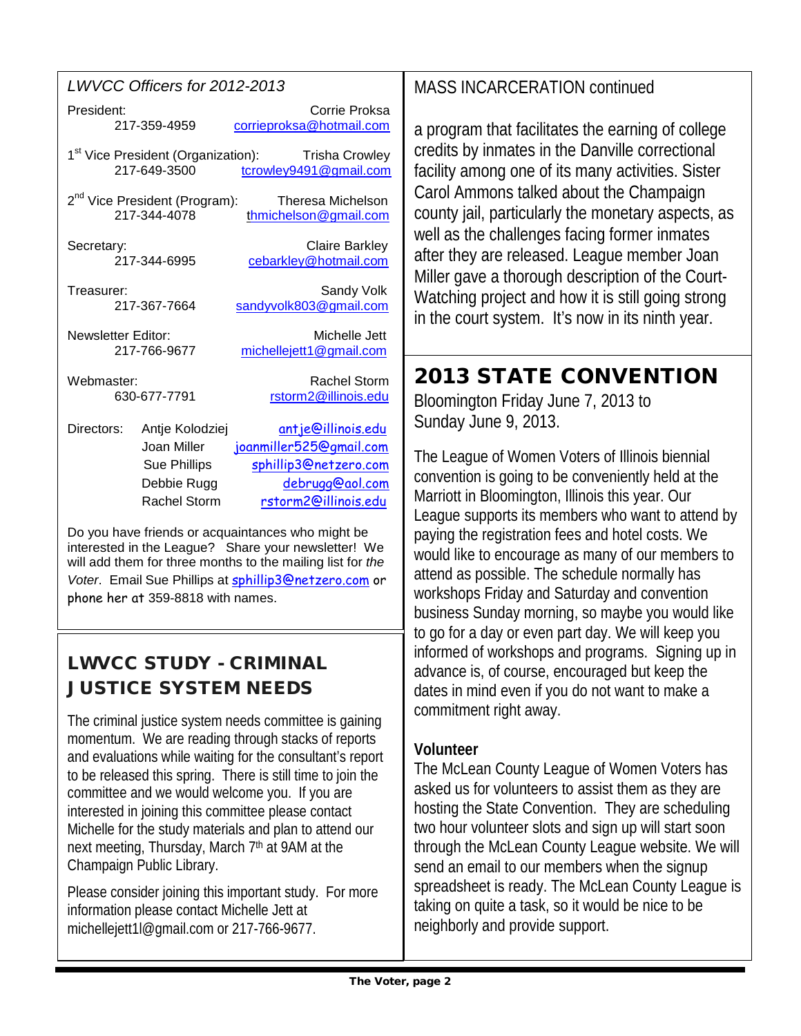*LWVCC Officers for 2012-2013*

President: Corrie Proksa
217-359-4959 corrieproksa@hotmail.com

1st Vice President (Organization): Trisha Crowley
217-649-3500 tcrowley9491@gmail.com

2nd Vice President (Program): Theresa Michelson
217-344-4078 thmichelson@gmail.com

Secretary: Claire Barkley
217-344-6995 cebarkley@hotmail.com

Treasurer: Sandy Volk
217-367-7664 sandyvolk803@gmail.com

Newsletter Editor: Michelle Jett
217-766-9677 michellejett1@gmail.com

Webmaster: Rachel Storm
630-677-7791 rstorm2@illinois.edu

Directors:
- Antje Kolodziej antje@illinois.edu
- Joan Miller joanmiller525@gmail.com
- Sue Phillips sphillip3@netzero.com
- Debbie Rugg debrugg@aol.com
- Rachel Storm rstorm2@illinois.edu

Do you have friends or acquaintances who might be interested in the League? Share your newsletter! We will add them for three months to the mailing list for *the Voter*. Email Sue Phillips at sphillip3@netzero.com or phone her at 359-8818 with names.

## LWVCC STUDY - CRIMINAL JUSTICE SYSTEM NEEDS

The criminal justice system needs committee is gaining momentum. We are reading through stacks of reports and evaluations while waiting for the consultant's report to be released this spring. There is still time to join the committee and we would welcome you. If you are interested in joining this committee please contact Michelle for the study materials and plan to attend our next meeting, Thursday, March 7th at 9AM at the Champaign Public Library.

Please consider joining this important study. For more information please contact Michelle Jett at michellejett1l@gmail.com or 217-766-9677.

MASS INCARCERATION continued

a program that facilitates the earning of college credits by inmates in the Danville correctional facility among one of its many activities. Sister Carol Ammons talked about the Champaign county jail, particularly the monetary aspects, as well as the challenges facing former inmates after they are released. League member Joan Miller gave a thorough description of the Court-Watching project and how it is still going strong in the court system. It's now in its ninth year.

## 2013 STATE CONVENTION

Bloomington Friday June 7, 2013 to Sunday June 9, 2013.

The League of Women Voters of Illinois biennial convention is going to be conveniently held at the Marriott in Bloomington, Illinois this year. Our League supports its members who want to attend by paying the registration fees and hotel costs. We would like to encourage as many of our members to attend as possible. The schedule normally has workshops Friday and Saturday and convention business Sunday morning, so maybe you would like to go for a day or even part day. We will keep you informed of workshops and programs. Signing up in advance is, of course, encouraged but keep the dates in mind even if you do not want to make a commitment right away.

**Volunteer**

The McLean County League of Women Voters has asked us for volunteers to assist them as they are hosting the State Convention. They are scheduling two hour volunteer slots and sign up will start soon through the McLean County League website. We will send an email to our members when the signup spreadsheet is ready. The McLean County League is taking on quite a task, so it would be nice to be neighborly and provide support.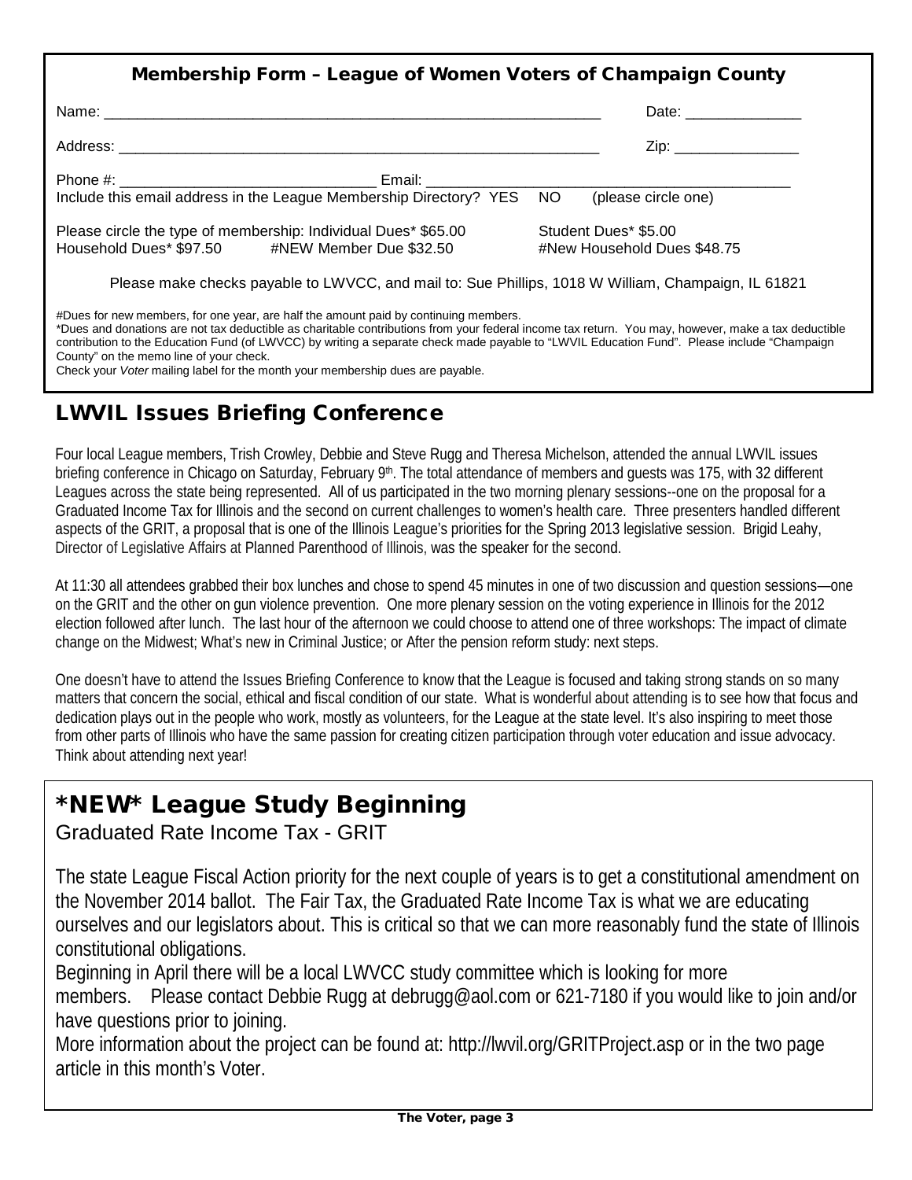## Membership Form – League of Women Voters of Champaign County

Name: ___________________________________________________________ Date: ______________

Address: ________________________________________________________ Zip: _______________

Phone #: ______________________________ Email: ___________________________________________
Include this email address in the League Membership Directory? YES NO (please circle one)

Please circle the type of membership: Individual Dues* $65.00 Student Dues* $5.00
Household Dues* $97.50 #NEW Member Due $32.50 #New Household Dues $48.75

Please make checks payable to LWVCC, and mail to: Sue Phillips, 1018 W William, Champaign, IL 61821

#Dues for new members, for one year, are half the amount paid by continuing members.
*Dues and donations are not tax deductible as charitable contributions from your federal income tax return. You may, however, make a tax deductible contribution to the Education Fund (of LWVCC) by writing a separate check made payable to "LWVIL Education Fund". Please include "Champaign County" on the memo line of your check.
Check your *Voter* mailing label for the month your membership dues are payable.

## LWVIL Issues Briefing Conference

Four local League members, Trish Crowley, Debbie and Steve Rugg and Theresa Michelson, attended the annual LWVIL issues briefing conference in Chicago on Saturday, February 9th. The total attendance of members and guests was 175, with 32 different Leagues across the state being represented. All of us participated in the two morning plenary sessions--one on the proposal for a Graduated Income Tax for Illinois and the second on current challenges to women's health care. Three presenters handled different aspects of the GRIT, a proposal that is one of the Illinois League's priorities for the Spring 2013 legislative session. Brigid Leahy, Director of Legislative Affairs at Planned Parenthood of Illinois, was the speaker for the second.

At 11:30 all attendees grabbed their box lunches and chose to spend 45 minutes in one of two discussion and question sessions—one on the GRIT and the other on gun violence prevention. One more plenary session on the voting experience in Illinois for the 2012 election followed after lunch. The last hour of the afternoon we could choose to attend one of three workshops: The impact of climate change on the Midwest; What's new in Criminal Justice; or After the pension reform study: next steps.

One doesn't have to attend the Issues Briefing Conference to know that the League is focused and taking strong stands on so many matters that concern the social, ethical and fiscal condition of our state. What is wonderful about attending is to see how that focus and dedication plays out in the people who work, mostly as volunteers, for the League at the state level. It's also inspiring to meet those from other parts of Illinois who have the same passion for creating citizen participation through voter education and issue advocacy. Think about attending next year!

## *NEW* League Study Beginning

Graduated Rate Income Tax - GRIT

The state League Fiscal Action priority for the next couple of years is to get a constitutional amendment on the November 2014 ballot. The Fair Tax, the Graduated Rate Income Tax is what we are educating ourselves and our legislators about. This is critical so that we can more reasonably fund the state of Illinois constitutional obligations.

Beginning in April there will be a local LWVCC study committee which is looking for more members. Please contact Debbie Rugg at debrugg@aol.com or 621-7180 if you would like to join and/or have questions prior to joining.

More information about the project can be found at: http://lwvil.org/GRITProject.asp or in the two page article in this month's Voter.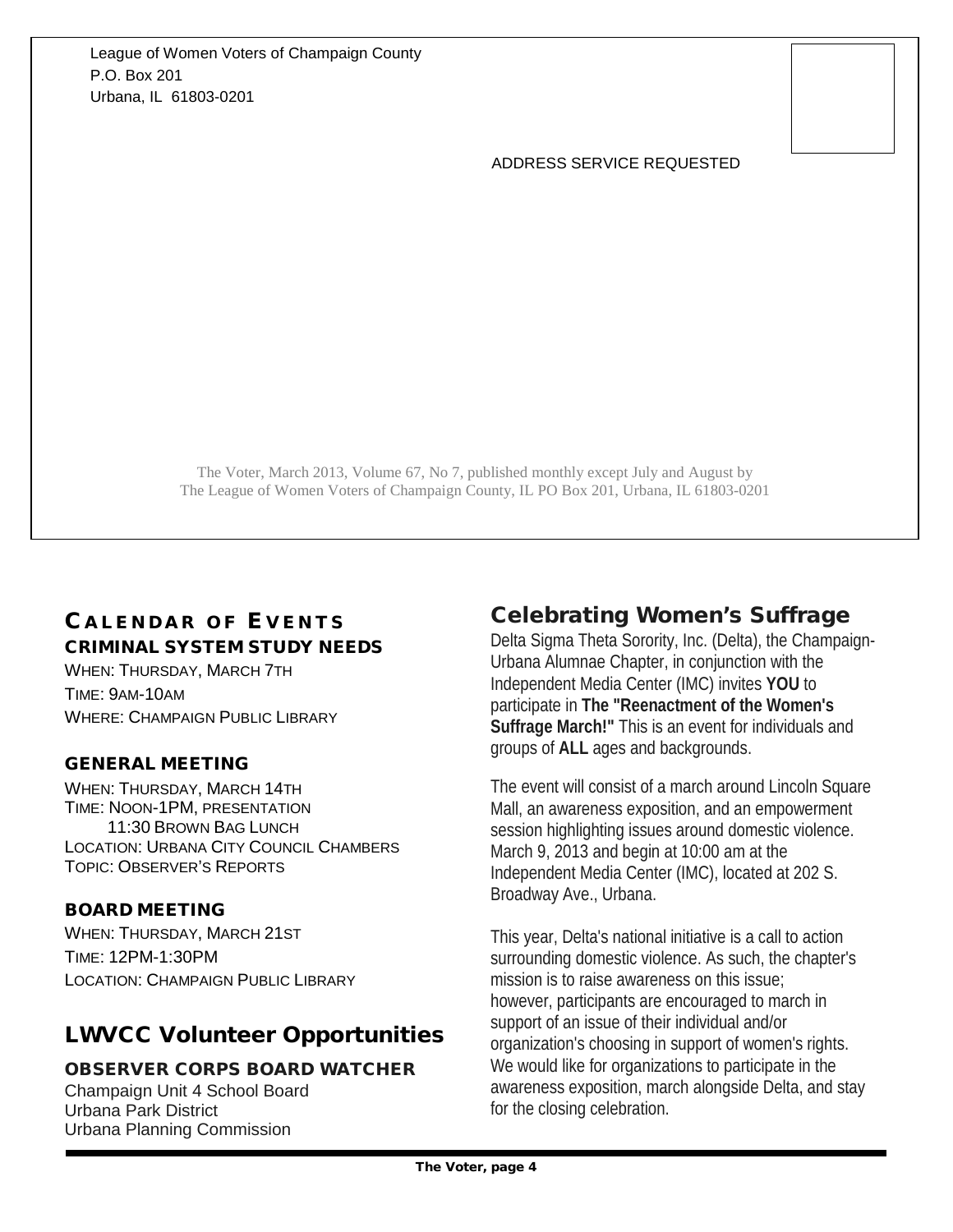League of Women Voters of Champaign County
P.O. Box 201
Urbana, IL 61803-0201

ADDRESS SERVICE REQUESTED

The Voter, March 2013, Volume 67, No 7, published monthly except July and August by
The League of Women Voters of Champaign County, IL PO Box 201, Urbana, IL 61803-0201

## Calendar of Events

### CRIMINAL SYSTEM STUDY NEEDS

When: Thursday, March 7th
Time: 9am-10am
Where: Champaign Public Library

### GENERAL MEETING

When: Thursday, March 14th
Time: Noon-1PM, presentation
11:30 Brown Bag Lunch
Location: Urbana City Council Chambers
Topic: Observer's Reports

### BOARD MEETING

When: Thursday, March 21st
Time: 12PM-1:30PM
Location: Champaign Public Library

## LWVCC Volunteer Opportunities

### OBSERVER CORPS BOARD WATCHER

Champaign Unit 4 School Board
Urbana Park District
Urbana Planning Commission

## Celebrating Women's Suffrage

Delta Sigma Theta Sorority, Inc. (Delta), the Champaign-Urbana Alumnae Chapter, in conjunction with the Independent Media Center (IMC) invites **YOU** to participate in **The "Reenactment of the Women's Suffrage March!"** This is an event for individuals and groups of **ALL** ages and backgrounds.

The event will consist of a march around Lincoln Square Mall, an awareness exposition, and an empowerment session highlighting issues around domestic violence. March 9, 2013 and begin at 10:00 am at the Independent Media Center (IMC), located at 202 S. Broadway Ave., Urbana.

This year, Delta's national initiative is a call to action surrounding domestic violence. As such, the chapter's mission is to raise awareness on this issue; however, participants are encouraged to march in support of an issue of their individual and/or organization's choosing in support of women's rights. We would like for organizations to participate in the awareness exposition, march alongside Delta, and stay for the closing celebration.